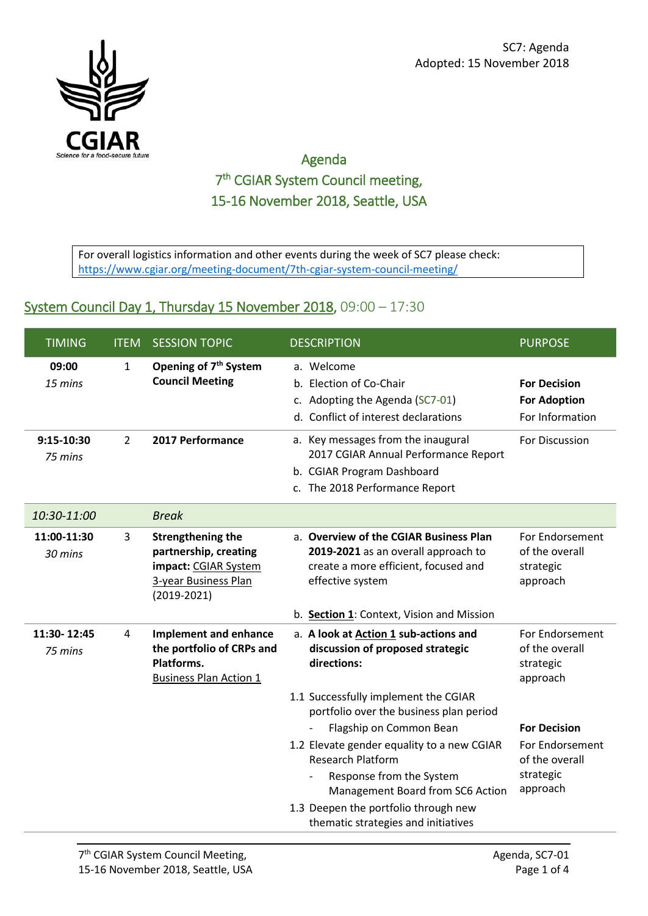SC7: Agenda
Adopted: 15 November 2018

# Agenda
## 7th CGIAR System Council meeting, 15-16 November 2018, Seattle, USA

For overall logistics information and other events during the week of SC7 please check: https://www.cgiar.org/meeting-document/7th-cgiar-system-council-meeting/

## System Council Day 1, Thursday 15 November 2018, 09:00 – 17:30

| TIMING | ITEM | SESSION TOPIC | DESCRIPTION | PURPOSE |
|---|---|---|---|---|
| **09:00** *15 mins* | 1 | **Opening of 7th System Council Meeting** | a. Welcome<br>b. Election of Co-Chair<br>c. Adopting the Agenda (SC7-01)<br>d. Conflict of interest declarations | <br>**For Decision**<br>**For Adoption**<br>For Information |
| **9:15-10:30** *75 mins* | 2 | **2017 Performance** | a. Key messages from the inaugural 2017 CGIAR Annual Performance Report<br>b. CGIAR Program Dashboard<br>c. The 2018 Performance Report | For Discussion |
| *10:30-11:00* | | *Break* | | |
| **11:00-11:30** *30 mins* | 3 | **Strengthening the partnership, creating impact:** CGIAR System 3-year Business Plan (2019-2021) | a. **Overview of the CGIAR Business Plan 2019-2021** as an overall approach to create a more efficient, focused and effective system<br>b. **Section 1**: Context, Vision and Mission | For Endorsement of the overall strategic approach |
| **11:30- 12:45** *75 mins* | 4 | **Implement and enhance the portfolio of CRPs and Platforms.** Business Plan Action 1 | a. **A look at Action 1 sub-actions and discussion of proposed strategic directions:**<br>1.1 Successfully implement the CGIAR portfolio over the business plan period<br>- Flagship on Common Bean<br>1.2 Elevate gender equality to a new CGIAR Research Platform<br>- Response from the System Management Board from SC6 Action<br>1.3 Deepen the portfolio through new thematic strategies and initiatives | For Endorsement of the overall strategic approach<br><br>**For Decision**<br>For Endorsement of the overall strategic approach |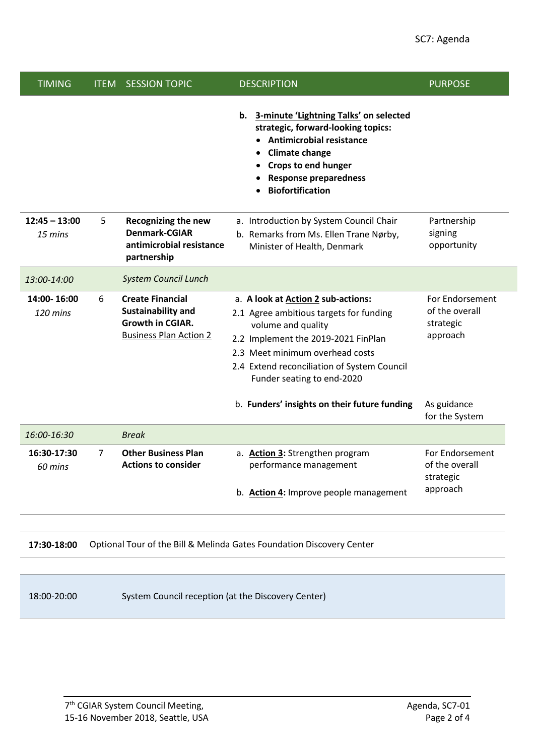| TIMING | ITEM | SESSION TOPIC | DESCRIPTION | PURPOSE |
|---|---|---|---|---|
| | | | **b. <u>3-minute 'Lightning Talks'</u> on selected strategic, forward-looking topics:**<br>• **Antimicrobial resistance**<br>• **Climate change**<br>• **Crops to end hunger**<br>• **Response preparedness**<br>• **Biofortification** | |
| **12:45 – 13:00**<br>*15 mins* | 5 | **Recognizing the new Denmark-CGIAR antimicrobial resistance partnership** | a. Introduction by System Council Chair<br>b. Remarks from Ms. Ellen Trane Nørby, Minister of Health, Denmark | Partnership signing opportunity |
| *13:00-14:00* | | *System Council Lunch* | | |
| **14:00- 16:00**<br>*120 mins* | 6 | **Create Financial Sustainability and Growth in CGIAR.**<br><u>Business Plan Action 2</u> | a. **A look at <u>Action 2</u> sub-actions:**<br>2.1 Agree ambitious targets for funding volume and quality<br>2.2 Implement the 2019-2021 FinPlan<br>2.3 Meet minimum overhead costs<br>2.4 Extend reconciliation of System Council Funder seating to end-2020 | For Endorsement of the overall strategic approach |
| | | | b. **Funders' insights on their future funding** | As guidance for the System |
| *16:00-16:30* | | *Break* | | |
| **16:30-17:30**<br>*60 mins* | 7 | **Other Business Plan Actions to consider** | a. **<u>Action 3</u>:** Strengthen program performance management<br>b. **<u>Action 4</u>:** Improve people management | For Endorsement of the overall strategic approach |

| | |
|---|---|
| **17:30-18:00** | Optional Tour of the Bill & Melinda Gates Foundation Discovery Center |

| | |
|---|---|
| 18:00-20:00 | System Council reception (at the Discovery Center) |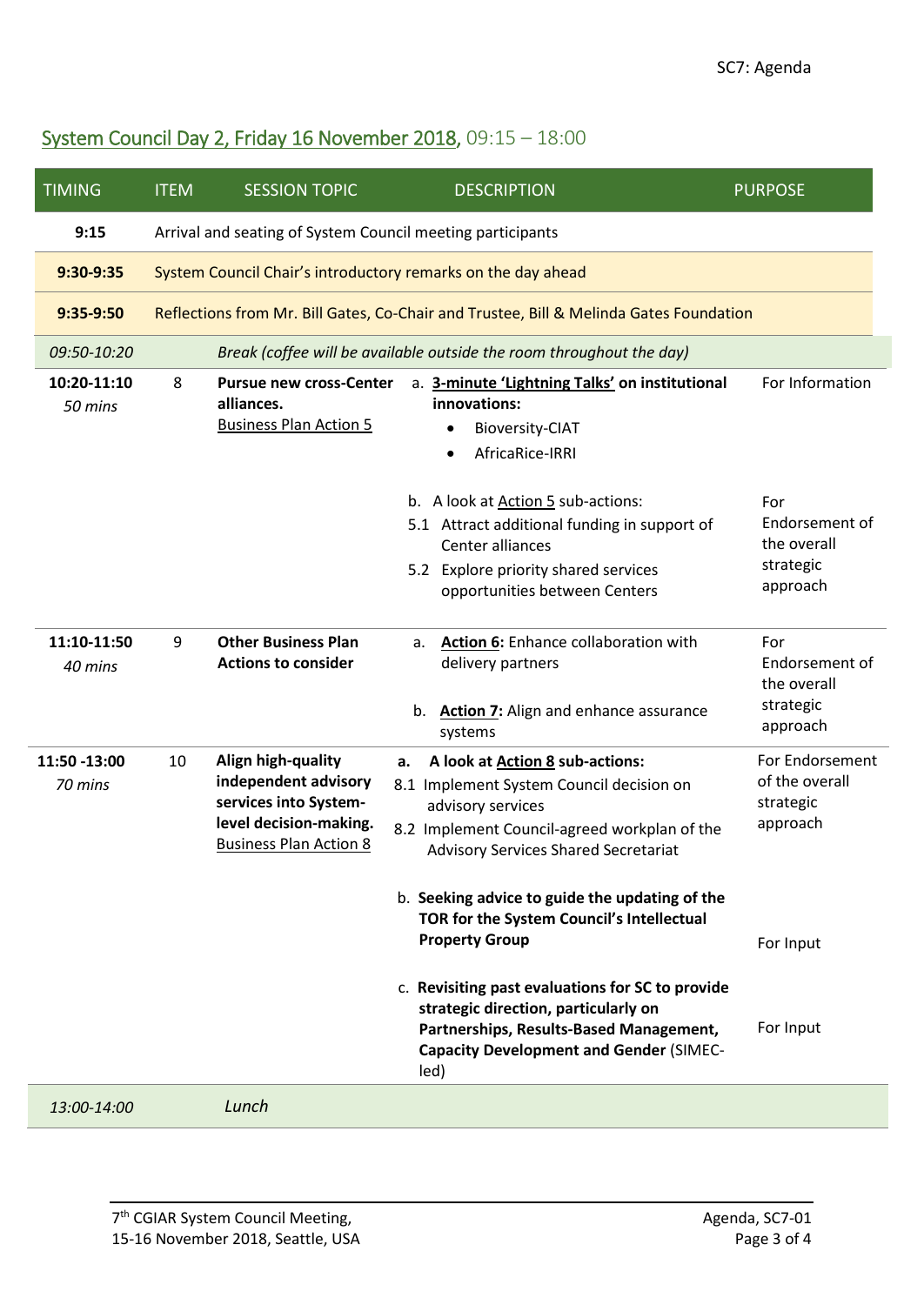## System Council Day 2, Friday 16 November 2018, 09:15 – 18:00

| TIMING | ITEM | SESSION TOPIC | DESCRIPTION | PURPOSE |
|---|---|---|---|---|
| **9:15** | Arrival and seating of System Council meeting participants | | | |
| **9:30-9:35** | System Council Chair's introductory remarks on the day ahead | | | |
| **9:35-9:50** | Reflections from Mr. Bill Gates, Co-Chair and Trustee, Bill & Melinda Gates Foundation | | | |
| *09:50-10:20* | | *Break (coffee will be available outside the room throughout the day)* | | |
| **10:20-11:10** *50 mins* | 8 | **Pursue new cross-Center alliances.** Business Plan Action 5 | a. **3-minute 'Lightning Talks' on institutional innovations:** • Bioversity-CIAT • AfricaRice-IRRI | For Information |
| | | | b. A look at Action 5 sub-actions: 5.1 Attract additional funding in support of Center alliances 5.2 Explore priority shared services opportunities between Centers | For Endorsement of the overall strategic approach |
| **11:10-11:50** *40 mins* | 9 | **Other Business Plan Actions to consider** | a. **Action 6:** Enhance collaboration with delivery partners b. **Action 7:** Align and enhance assurance systems | For Endorsement of the overall strategic approach |
| **11:50 -13:00** *70 mins* | 10 | **Align high-quality independent advisory services into System-level decision-making.** Business Plan Action 8 | **a. A look at Action 8 sub-actions:** 8.1 Implement System Council decision on advisory services 8.2 Implement Council-agreed workplan of the Advisory Services Shared Secretariat | For Endorsement of the overall strategic approach |
| | | | b. **Seeking advice to guide the updating of the TOR for the System Council's Intellectual Property Group** | For Input |
| | | | c. **Revisiting past evaluations for SC to provide strategic direction, particularly on Partnerships, Results-Based Management, Capacity Development and Gender** (SIMEC-led) | For Input |
| *13:00-14:00* | | *Lunch* | | |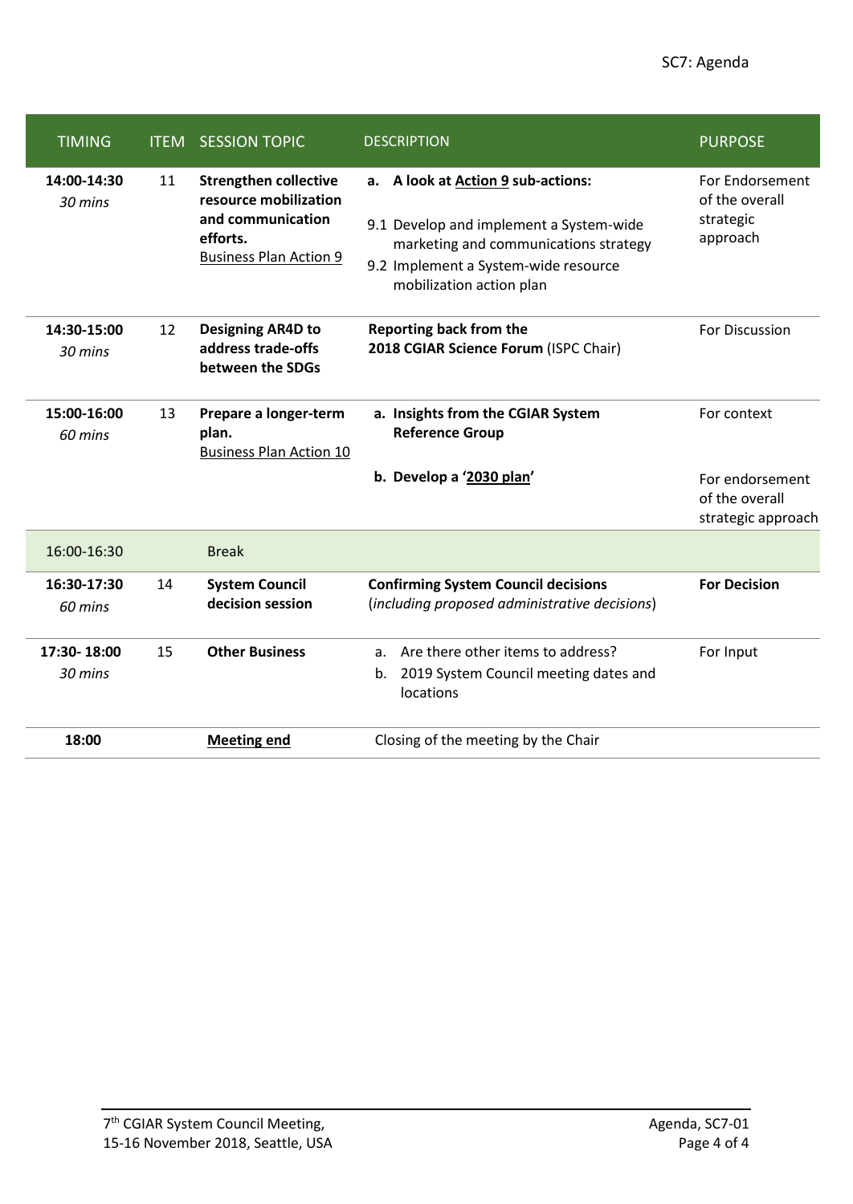| TIMING | ITEM | SESSION TOPIC | DESCRIPTION | PURPOSE |
|---|---|---|---|---|
| **14:00-14:30** *30 mins* | 11 | **Strengthen collective resource mobilization and communication efforts.** Business Plan Action 9 | **a. A look at Action 9 sub-actions:** 9.1 Develop and implement a System-wide marketing and communications strategy 9.2 Implement a System-wide resource mobilization action plan | For Endorsement of the overall strategic approach |
| **14:30-15:00** *30 mins* | 12 | **Designing AR4D to address trade-offs between the SDGs** | **Reporting back from the 2018 CGIAR Science Forum** (ISPC Chair) | For Discussion |
| **15:00-16:00** *60 mins* | 13 | **Prepare a longer-term plan.** Business Plan Action 10 | **a. Insights from the CGIAR System Reference Group** | For context |
| | | | **b. Develop a '2030 plan'** | For endorsement of the overall strategic approach |
| 16:00-16:30 | | Break | | |
| **16:30-17:30** *60 mins* | 14 | **System Council decision session** | **Confirming System Council decisions** (*including proposed administrative decisions*) | **For Decision** |
| **17:30- 18:00** *30 mins* | 15 | **Other Business** | a. Are there other items to address? b. 2019 System Council meeting dates and locations | For Input |
| **18:00** | | **Meeting end** | Closing of the meeting by the Chair | |